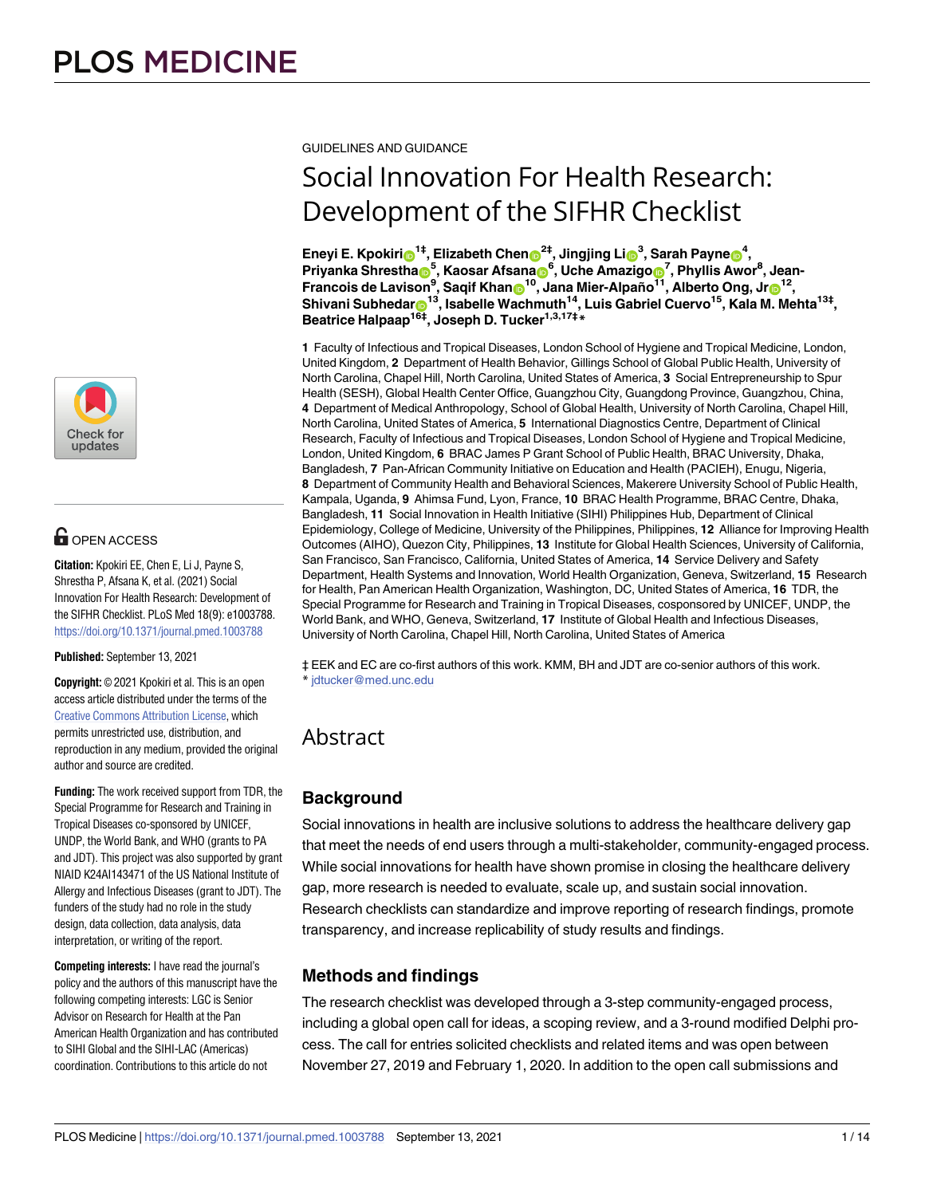GUIDELINES AND GUIDANCE

# Social Innovation For Health Research: Development of the SIFHR Checklist

**Eneyi E. Kpokiri[1‡], Elizabeth Chen[2‡], Jingjing Li[3], Sarah Payne[4], Priyanka Shrestha[5], Kaosar Afsana[6], Uche Amazigo[7], Phyllis Awor[8], Jean-Francois de Lavison[9], Saqif Khan[10], Jana Mier-Alpaño[11], Alberto Ong, Jr[12], Shivani Subhedar[13], Isabelle Wachmuth[14], Luis Gabriel Cuervo[15], Kala M. Mehta[13‡], Beatrice Halpaap[16‡], Joseph D. Tucker[1,3,17‡*]**

**1** Faculty of Infectious and Tropical Diseases, London School of Hygiene and Tropical Medicine, London, United Kingdom, **2** Department of Health Behavior, Gillings School of Global Public Health, University of North Carolina, Chapel Hill, North Carolina, United States of America, **3** Social Entrepreneurship to Spur Health (SESH), Global Health Center Office, Guangzhou City, Guangdong Province, Guangzhou, China, **4** Department of Medical Anthropology, School of Global Health, University of North Carolina, Chapel Hill, North Carolina, United States of America, **5** International Diagnostics Centre, Department of Clinical Research, Faculty of Infectious and Tropical Diseases, London School of Hygiene and Tropical Medicine, London, United Kingdom, **6** BRAC James P Grant School of Public Health, BRAC University, Dhaka, Bangladesh, **7** Pan-African Community Initiative on Education and Health (PACIEH), Enugu, Nigeria, **8** Department of Community Health and Behavioral Sciences, Makerere University School of Public Health, Kampala, Uganda, **9** Ahimsa Fund, Lyon, France, **10** BRAC Health Programme, BRAC Centre, Dhaka, Bangladesh, **11** Social Innovation in Health Initiative (SIHI) Philippines Hub, Department of Clinical Epidemiology, College of Medicine, University of the Philippines, Philippines, **12** Alliance for Improving Health Outcomes (AIHO), Quezon City, Philippines, **13** Institute for Global Health Sciences, University of California, San Francisco, San Francisco, California, United States of America, **14** Service Delivery and Safety Department, Health Systems and Innovation, World Health Organization, Geneva, Switzerland, **15** Research for Health, Pan American Health Organization, Washington, DC, United States of America, **16** TDR, the Special Programme for Research and Training in Tropical Diseases, cosponsored by UNICEF, UNDP, the World Bank, and WHO, Geneva, Switzerland, **17** Institute of Global Health and Infectious Diseases, University of North Carolina, Chapel Hill, North Carolina, United States of America

‡ EEK and EC are co-first authors of this work. KMM, BH and JDT are co-senior authors of this work.
* jdtucker@med.unc.edu

OPEN ACCESS

**Citation:** Kpokiri EE, Chen E, Li J, Payne S, Shrestha P, Afsana K, et al. (2021) Social Innovation For Health Research: Development of the SIFHR Checklist. PLoS Med 18(9): e1003788. https://doi.org/10.1371/journal.pmed.1003788

**Published:** September 13, 2021

**Copyright:** © 2021 Kpokiri et al. This is an open access article distributed under the terms of the Creative Commons Attribution License, which permits unrestricted use, distribution, and reproduction in any medium, provided the original author and source are credited.

**Funding:** The work received support from TDR, the Special Programme for Research and Training in Tropical Diseases co-sponsored by UNICEF, UNDP, the World Bank, and WHO (grants to PA and JDT). This project was also supported by grant NIAID K24AI143471 of the US National Institute of Allergy and Infectious Diseases (grant to JDT). The funders of the study had no role in the study design, data collection, data analysis, data interpretation, or writing of the report.

**Competing interests:** I have read the journal's policy and the authors of this manuscript have the following competing interests: LGC is Senior Advisor on Research for Health at the Pan American Health Organization and has contributed to SIHI Global and the SIHI-LAC (Americas) coordination. Contributions to this article do not

## Abstract

### Background

Social innovations in health are inclusive solutions to address the healthcare delivery gap that meet the needs of end users through a multi-stakeholder, community-engaged process. While social innovations for health have shown promise in closing the healthcare delivery gap, more research is needed to evaluate, scale up, and sustain social innovation. Research checklists can standardize and improve reporting of research findings, promote transparency, and increase replicability of study results and findings.

### Methods and findings

The research checklist was developed through a 3-step community-engaged process, including a global open call for ideas, a scoping review, and a 3-round modified Delphi process. The call for entries solicited checklists and related items and was open between November 27, 2019 and February 1, 2020. In addition to the open call submissions and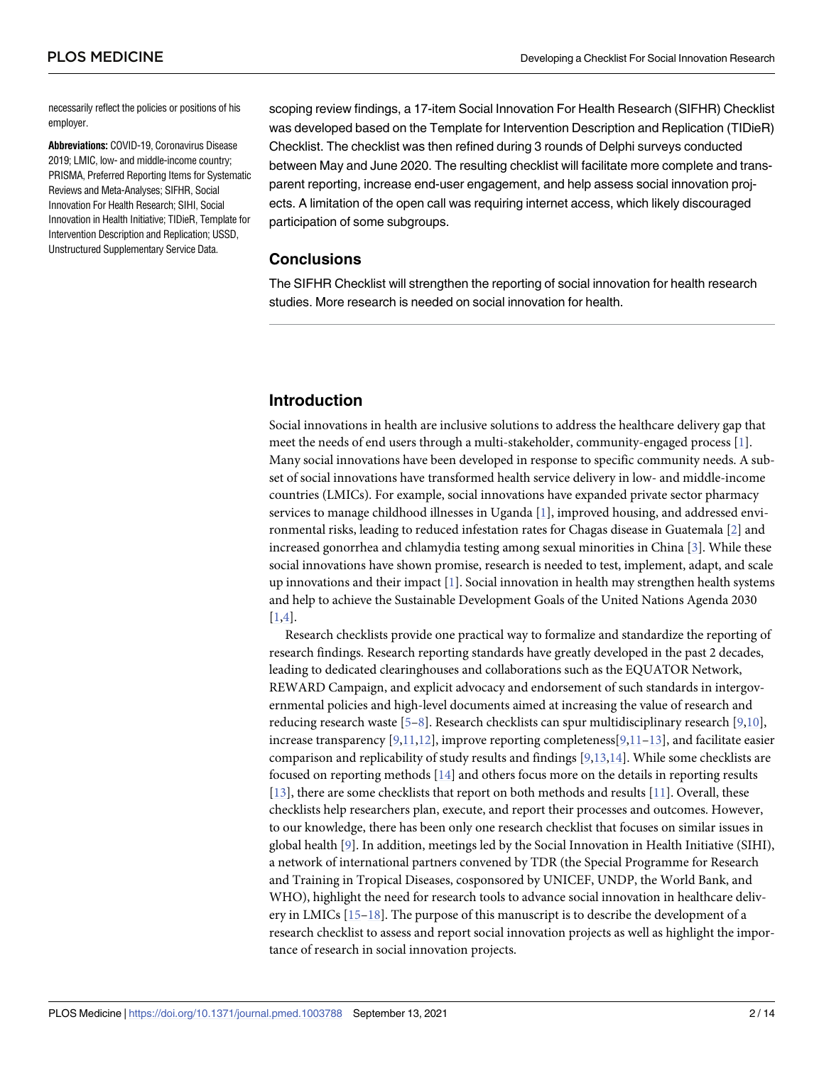necessarily reflect the policies or positions of his employer.

**Abbreviations:** COVID-19, Coronavirus Disease 2019; LMIC, low- and middle-income country; PRISMA, Preferred Reporting Items for Systematic Reviews and Meta-Analyses; SIFHR, Social Innovation For Health Research; SIHI, Social Innovation in Health Initiative; TIDieR, Template for Intervention Description and Replication; USSD, Unstructured Supplementary Service Data.

scoping review findings, a 17-item Social Innovation For Health Research (SIFHR) Checklist was developed based on the Template for Intervention Description and Replication (TIDieR) Checklist. The checklist was then refined during 3 rounds of Delphi surveys conducted between May and June 2020. The resulting checklist will facilitate more complete and transparent reporting, increase end-user engagement, and help assess social innovation projects. A limitation of the open call was requiring internet access, which likely discouraged participation of some subgroups.

### Conclusions

The SIFHR Checklist will strengthen the reporting of social innovation for health research studies. More research is needed on social innovation for health.

## Introduction

Social innovations in health are inclusive solutions to address the healthcare delivery gap that meet the needs of end users through a multi-stakeholder, community-engaged process [1]. Many social innovations have been developed in response to specific community needs. A subset of social innovations have transformed health service delivery in low- and middle-income countries (LMICs). For example, social innovations have expanded private sector pharmacy services to manage childhood illnesses in Uganda [1], improved housing, and addressed environmental risks, leading to reduced infestation rates for Chagas disease in Guatemala [2] and increased gonorrhea and chlamydia testing among sexual minorities in China [3]. While these social innovations have shown promise, research is needed to test, implement, adapt, and scale up innovations and their impact [1]. Social innovation in health may strengthen health systems and help to achieve the Sustainable Development Goals of the United Nations Agenda 2030 [1,4].

Research checklists provide one practical way to formalize and standardize the reporting of research findings. Research reporting standards have greatly developed in the past 2 decades, leading to dedicated clearinghouses and collaborations such as the EQUATOR Network, REWARD Campaign, and explicit advocacy and endorsement of such standards in intergovernmental policies and high-level documents aimed at increasing the value of research and reducing research waste [5–8]. Research checklists can spur multidisciplinary research [9,10], increase transparency [9,11,12], improve reporting completeness[9,11–13], and facilitate easier comparison and replicability of study results and findings [9,13,14]. While some checklists are focused on reporting methods [14] and others focus more on the details in reporting results [13], there are some checklists that report on both methods and results [11]. Overall, these checklists help researchers plan, execute, and report their processes and outcomes. However, to our knowledge, there has been only one research checklist that focuses on similar issues in global health [9]. In addition, meetings led by the Social Innovation in Health Initiative (SIHI), a network of international partners convened by TDR (the Special Programme for Research and Training in Tropical Diseases, cosponsored by UNICEF, UNDP, the World Bank, and WHO), highlight the need for research tools to advance social innovation in healthcare delivery in LMICs [15–18]. The purpose of this manuscript is to describe the development of a research checklist to assess and report social innovation projects as well as highlight the importance of research in social innovation projects.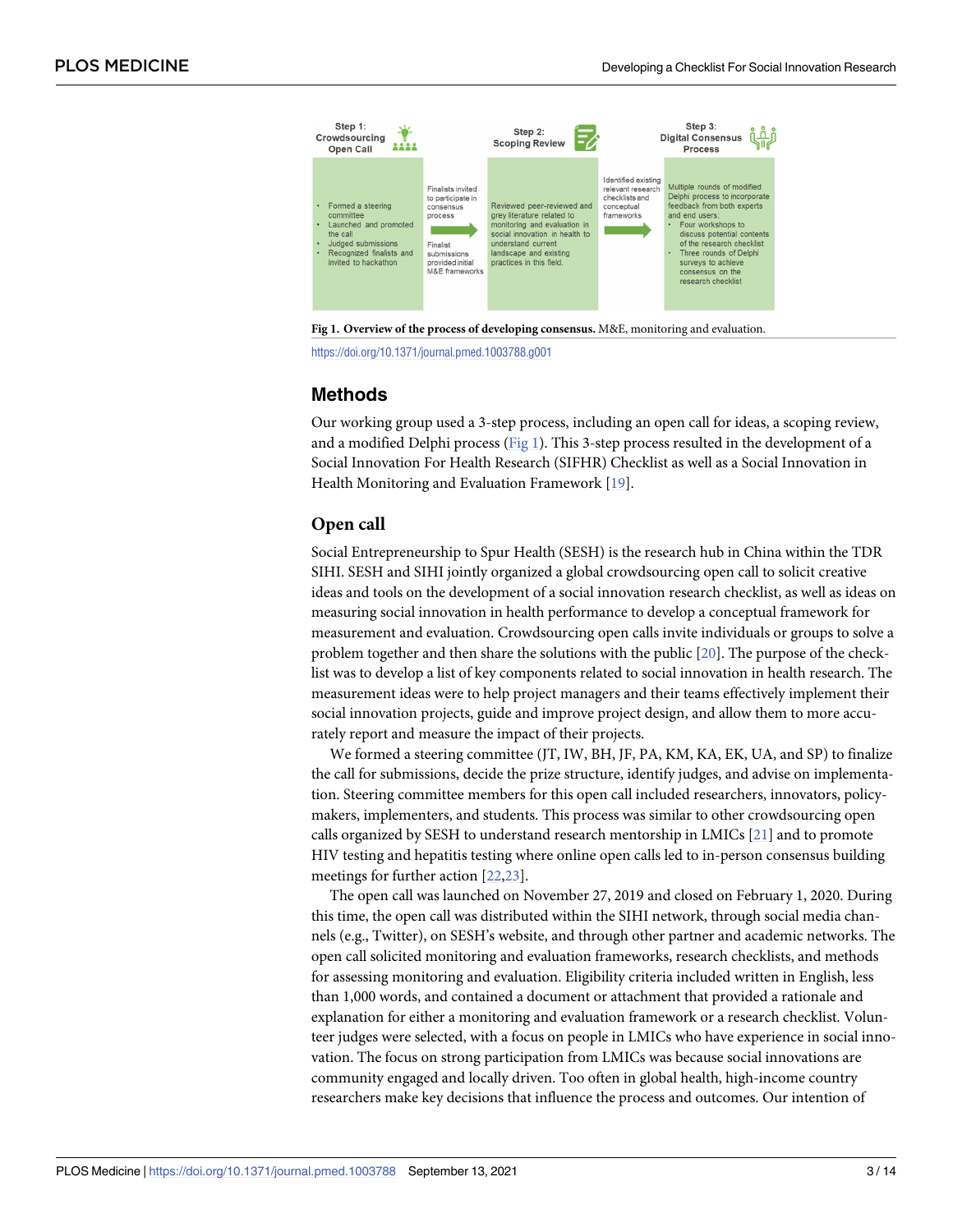**Step 1: Crowdsourcing Open Call**

- Formed a steering committee
- Launched and promoted the call
- Judged submissions
- Recognized finalists and invited to hackathon

Finalists invited to participate in consensus process

Finalist submissions provided initial M&E frameworks

**Step 2: Scoping Review**

Reviewed peer-reviewed and grey literature related to monitoring and evaluation in social innovation in health to understand current landscape and existing practices in this field.

Identified existing relevant research checklists and conceptual frameworks

**Step 3: Digital Consensus Process**

Multiple rounds of modified Delphi process to incorporate feedback from both experts and end users:
- Four workshops to discuss potential contents of the research checklist
- Three rounds of Delphi surveys to achieve consensus on the research checklist

**Fig 1. Overview of the process of developing consensus.** M&E, monitoring and evaluation.

https://doi.org/10.1371/journal.pmed.1003788.g001

## Methods

Our working group used a 3-step process, including an open call for ideas, a scoping review, and a modified Delphi process (Fig 1). This 3-step process resulted in the development of a Social Innovation For Health Research (SIFHR) Checklist as well as a Social Innovation in Health Monitoring and Evaluation Framework [19].

### Open call

Social Entrepreneurship to Spur Health (SESH) is the research hub in China within the TDR SIHI. SESH and SIHI jointly organized a global crowdsourcing open call to solicit creative ideas and tools on the development of a social innovation research checklist, as well as ideas on measuring social innovation in health performance to develop a conceptual framework for measurement and evaluation. Crowdsourcing open calls invite individuals or groups to solve a problem together and then share the solutions with the public [20]. The purpose of the checklist was to develop a list of key components related to social innovation in health research. The measurement ideas were to help project managers and their teams effectively implement their social innovation projects, guide and improve project design, and allow them to more accurately report and measure the impact of their projects.

We formed a steering committee (JT, IW, BH, JF, PA, KM, KA, EK, UA, and SP) to finalize the call for submissions, decide the prize structure, identify judges, and advise on implementation. Steering committee members for this open call included researchers, innovators, policymakers, implementers, and students. This process was similar to other crowdsourcing open calls organized by SESH to understand research mentorship in LMICs [21] and to promote HIV testing and hepatitis testing where online open calls led to in-person consensus building meetings for further action [22,23].

The open call was launched on November 27, 2019 and closed on February 1, 2020. During this time, the open call was distributed within the SIHI network, through social media channels (e.g., Twitter), on SESH's website, and through other partner and academic networks. The open call solicited monitoring and evaluation frameworks, research checklists, and methods for assessing monitoring and evaluation. Eligibility criteria included written in English, less than 1,000 words, and contained a document or attachment that provided a rationale and explanation for either a monitoring and evaluation framework or a research checklist. Volunteer judges were selected, with a focus on people in LMICs who have experience in social innovation. The focus on strong participation from LMICs was because social innovations are community engaged and locally driven. Too often in global health, high-income country researchers make key decisions that influence the process and outcomes. Our intention of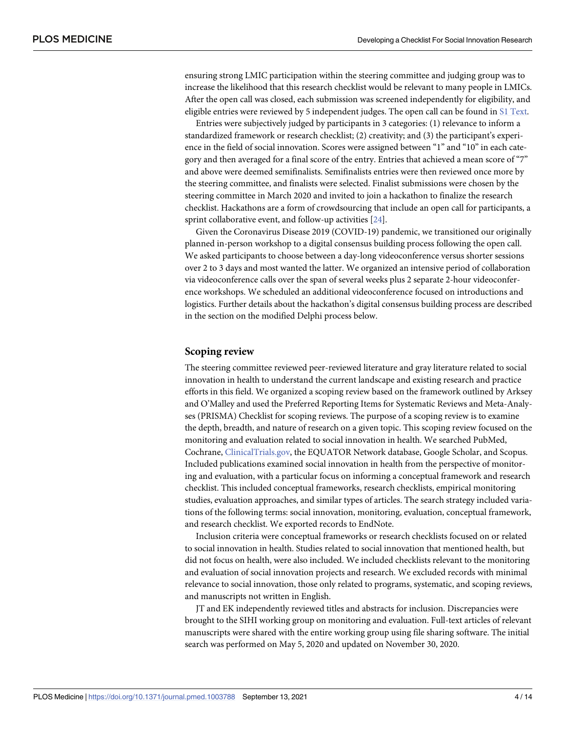ensuring strong LMIC participation within the steering committee and judging group was to increase the likelihood that this research checklist would be relevant to many people in LMICs. After the open call was closed, each submission was screened independently for eligibility, and eligible entries were reviewed by 5 independent judges. The open call can be found in S1 Text.

Entries were subjectively judged by participants in 3 categories: (1) relevance to inform a standardized framework or research checklist; (2) creativity; and (3) the participant's experience in the field of social innovation. Scores were assigned between "1" and "10" in each category and then averaged for a final score of the entry. Entries that achieved a mean score of "7" and above were deemed semifinalists. Semifinalists entries were then reviewed once more by the steering committee, and finalists were selected. Finalist submissions were chosen by the steering committee in March 2020 and invited to join a hackathon to finalize the research checklist. Hackathons are a form of crowdsourcing that include an open call for participants, a sprint collaborative event, and follow-up activities [24].

Given the Coronavirus Disease 2019 (COVID-19) pandemic, we transitioned our originally planned in-person workshop to a digital consensus building process following the open call. We asked participants to choose between a day-long videoconference versus shorter sessions over 2 to 3 days and most wanted the latter. We organized an intensive period of collaboration via videoconference calls over the span of several weeks plus 2 separate 2-hour videoconference workshops. We scheduled an additional videoconference focused on introductions and logistics. Further details about the hackathon's digital consensus building process are described in the section on the modified Delphi process below.

## Scoping review

The steering committee reviewed peer-reviewed literature and gray literature related to social innovation in health to understand the current landscape and existing research and practice efforts in this field. We organized a scoping review based on the framework outlined by Arksey and O'Malley and used the Preferred Reporting Items for Systematic Reviews and Meta-Analyses (PRISMA) Checklist for scoping reviews. The purpose of a scoping review is to examine the depth, breadth, and nature of research on a given topic. This scoping review focused on the monitoring and evaluation related to social innovation in health. We searched PubMed, Cochrane, ClinicalTrials.gov, the EQUATOR Network database, Google Scholar, and Scopus. Included publications examined social innovation in health from the perspective of monitoring and evaluation, with a particular focus on informing a conceptual framework and research checklist. This included conceptual frameworks, research checklists, empirical monitoring studies, evaluation approaches, and similar types of articles. The search strategy included variations of the following terms: social innovation, monitoring, evaluation, conceptual framework, and research checklist. We exported records to EndNote.

Inclusion criteria were conceptual frameworks or research checklists focused on or related to social innovation in health. Studies related to social innovation that mentioned health, but did not focus on health, were also included. We included checklists relevant to the monitoring and evaluation of social innovation projects and research. We excluded records with minimal relevance to social innovation, those only related to programs, systematic, and scoping reviews, and manuscripts not written in English.

JT and EK independently reviewed titles and abstracts for inclusion. Discrepancies were brought to the SIHI working group on monitoring and evaluation. Full-text articles of relevant manuscripts were shared with the entire working group using file sharing software. The initial search was performed on May 5, 2020 and updated on November 30, 2020.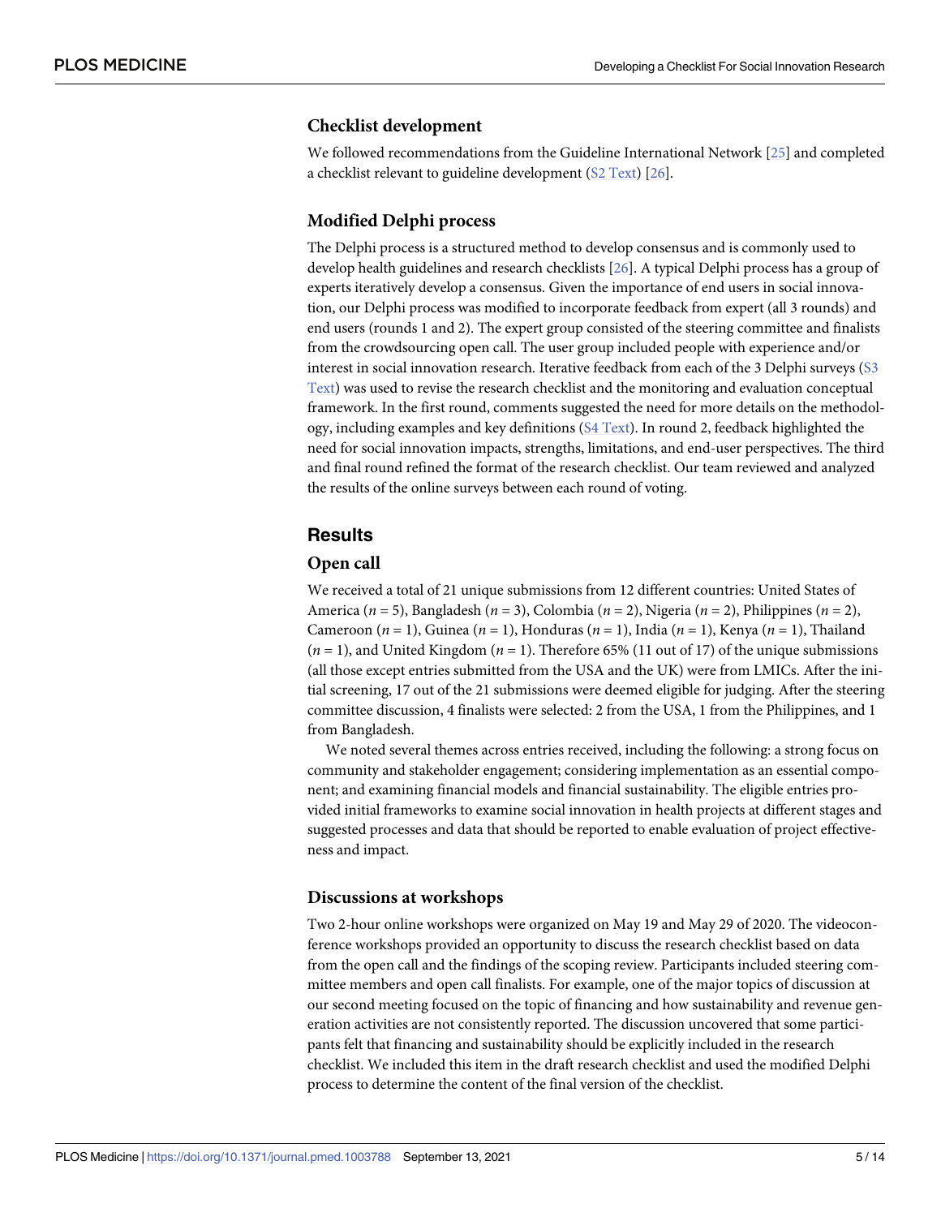### Checklist development

We followed recommendations from the Guideline International Network [25] and completed a checklist relevant to guideline development (S2 Text) [26].

### Modified Delphi process

The Delphi process is a structured method to develop consensus and is commonly used to develop health guidelines and research checklists [26]. A typical Delphi process has a group of experts iteratively develop a consensus. Given the importance of end users in social innovation, our Delphi process was modified to incorporate feedback from expert (all 3 rounds) and end users (rounds 1 and 2). The expert group consisted of the steering committee and finalists from the crowdsourcing open call. The user group included people with experience and/or interest in social innovation research. Iterative feedback from each of the 3 Delphi surveys (S3 Text) was used to revise the research checklist and the monitoring and evaluation conceptual framework. In the first round, comments suggested the need for more details on the methodology, including examples and key definitions (S4 Text). In round 2, feedback highlighted the need for social innovation impacts, strengths, limitations, and end-user perspectives. The third and final round refined the format of the research checklist. Our team reviewed and analyzed the results of the online surveys between each round of voting.

## Results

### Open call

We received a total of 21 unique submissions from 12 different countries: United States of America (*n* = 5), Bangladesh (*n* = 3), Colombia (*n* = 2), Nigeria (*n* = 2), Philippines (*n* = 2), Cameroon (*n* = 1), Guinea (*n* = 1), Honduras (*n* = 1), India (*n* = 1), Kenya (*n* = 1), Thailand (*n* = 1), and United Kingdom (*n* = 1). Therefore 65% (11 out of 17) of the unique submissions (all those except entries submitted from the USA and the UK) were from LMICs. After the initial screening, 17 out of the 21 submissions were deemed eligible for judging. After the steering committee discussion, 4 finalists were selected: 2 from the USA, 1 from the Philippines, and 1 from Bangladesh.

We noted several themes across entries received, including the following: a strong focus on community and stakeholder engagement; considering implementation as an essential component; and examining financial models and financial sustainability. The eligible entries provided initial frameworks to examine social innovation in health projects at different stages and suggested processes and data that should be reported to enable evaluation of project effectiveness and impact.

### Discussions at workshops

Two 2-hour online workshops were organized on May 19 and May 29 of 2020. The videoconference workshops provided an opportunity to discuss the research checklist based on data from the open call and the findings of the scoping review. Participants included steering committee members and open call finalists. For example, one of the major topics of discussion at our second meeting focused on the topic of financing and how sustainability and revenue generation activities are not consistently reported. The discussion uncovered that some participants felt that financing and sustainability should be explicitly included in the research checklist. We included this item in the draft research checklist and used the modified Delphi process to determine the content of the final version of the checklist.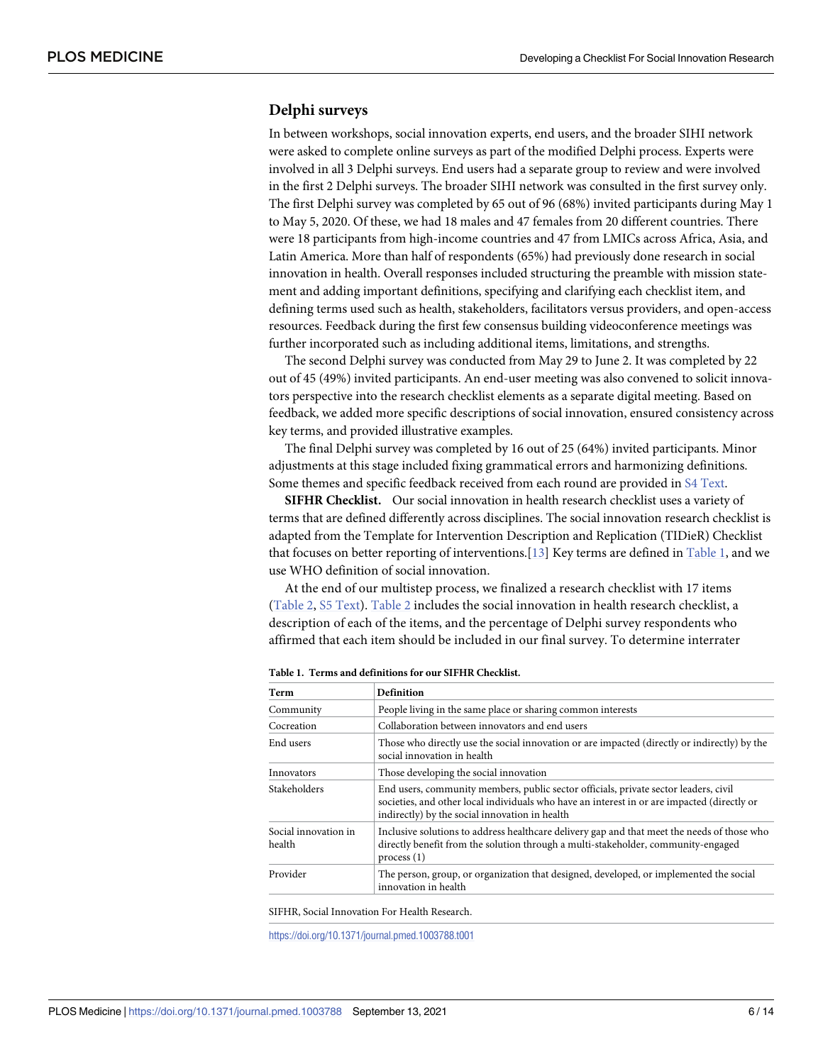## Delphi surveys

In between workshops, social innovation experts, end users, and the broader SIHI network were asked to complete online surveys as part of the modified Delphi process. Experts were involved in all 3 Delphi surveys. End users had a separate group to review and were involved in the first 2 Delphi surveys. The broader SIHI network was consulted in the first survey only. The first Delphi survey was completed by 65 out of 96 (68%) invited participants during May 1 to May 5, 2020. Of these, we had 18 males and 47 females from 20 different countries. There were 18 participants from high-income countries and 47 from LMICs across Africa, Asia, and Latin America. More than half of respondents (65%) had previously done research in social innovation in health. Overall responses included structuring the preamble with mission statement and adding important definitions, specifying and clarifying each checklist item, and defining terms used such as health, stakeholders, facilitators versus providers, and open-access resources. Feedback during the first few consensus building videoconference meetings was further incorporated such as including additional items, limitations, and strengths.

The second Delphi survey was conducted from May 29 to June 2. It was completed by 22 out of 45 (49%) invited participants. An end-user meeting was also convened to solicit innovators perspective into the research checklist elements as a separate digital meeting. Based on feedback, we added more specific descriptions of social innovation, ensured consistency across key terms, and provided illustrative examples.

The final Delphi survey was completed by 16 out of 25 (64%) invited participants. Minor adjustments at this stage included fixing grammatical errors and harmonizing definitions. Some themes and specific feedback received from each round are provided in S4 Text.

**SIFHR Checklist.** Our social innovation in health research checklist uses a variety of terms that are defined differently across disciplines. The social innovation research checklist is adapted from the Template for Intervention Description and Replication (TIDieR) Checklist that focuses on better reporting of interventions.[13] Key terms are defined in Table 1, and we use WHO definition of social innovation.

At the end of our multistep process, we finalized a research checklist with 17 items (Table 2, S5 Text). Table 2 includes the social innovation in health research checklist, a description of each of the items, and the percentage of Delphi survey respondents who affirmed that each item should be included in our final survey. To determine interrater

**Table 1. Terms and definitions for our SIFHR Checklist.**

| Term | Definition |
|---|---|
| Community | People living in the same place or sharing common interests |
| Cocreation | Collaboration between innovators and end users |
| End users | Those who directly use the social innovation or are impacted (directly or indirectly) by the social innovation in health |
| Innovators | Those developing the social innovation |
| Stakeholders | End users, community members, public sector officials, private sector leaders, civil societies, and other local individuals who have an interest in or are impacted (directly or indirectly) by the social innovation in health |
| Social innovation in health | Inclusive solutions to address healthcare delivery gap and that meet the needs of those who directly benefit from the solution through a multi-stakeholder, community-engaged process (1) |
| Provider | The person, group, or organization that designed, developed, or implemented the social innovation in health |

SIFHR, Social Innovation For Health Research.

https://doi.org/10.1371/journal.pmed.1003788.t001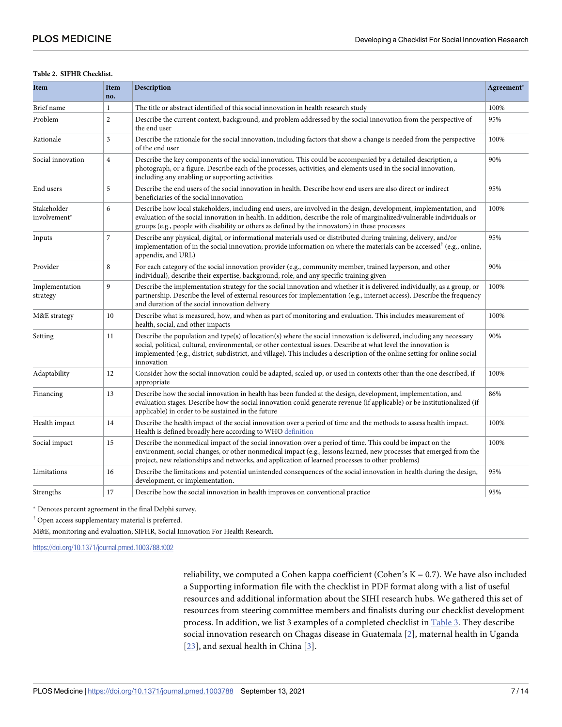**Table 2. SIFHR Checklist.**

| Item | Item no. | Description | Agreement* |
|---|---|---|---|
| Brief name | 1 | The title or abstract identified of this social innovation in health research study | 100% |
| Problem | 2 | Describe the current context, background, and problem addressed by the social innovation from the perspective of the end user | 95% |
| Rationale | 3 | Describe the rationale for the social innovation, including factors that show a change is needed from the perspective of the end user | 100% |
| Social innovation | 4 | Describe the key components of the social innovation. This could be accompanied by a detailed description, a photograph, or a figure. Describe each of the processes, activities, and elements used in the social innovation, including any enabling or supporting activities | 90% |
| End users | 5 | Describe the end users of the social innovation in health. Describe how end users are also direct or indirect beneficiaries of the social innovation | 95% |
| Stakeholder involvement* | 6 | Describe how local stakeholders, including end users, are involved in the design, development, implementation, and evaluation of the social innovation in health. In addition, describe the role of marginalized/vulnerable individuals or groups (e.g., people with disability or others as defined by the innovators) in these processes | 100% |
| Inputs | 7 | Describe any physical, digital, or informational materials used or distributed during training, delivery, and/or implementation of in the social innovation; provide information on where the materials can be accessed† (e.g., online, appendix, and URL) | 95% |
| Provider | 8 | For each category of the social innovation provider (e.g., community member, trained layperson, and other individual), describe their expertise, background, role, and any specific training given | 90% |
| Implementation strategy | 9 | Describe the implementation strategy for the social innovation and whether it is delivered individually, as a group, or partnership. Describe the level of external resources for implementation (e.g., internet access). Describe the frequency and duration of the social innovation delivery | 100% |
| M&E strategy | 10 | Describe what is measured, how, and when as part of monitoring and evaluation. This includes measurement of health, social, and other impacts | 100% |
| Setting | 11 | Describe the population and type(s) of location(s) where the social innovation is delivered, including any necessary social, political, cultural, environmental, or other contextual issues. Describe at what level the innovation is implemented (e.g., district, subdistrict, and village). This includes a description of the online setting for online social innovation | 90% |
| Adaptability | 12 | Consider how the social innovation could be adapted, scaled up, or used in contexts other than the one described, if appropriate | 100% |
| Financing | 13 | Describe how the social innovation in health has been funded at the design, development, implementation, and evaluation stages. Describe how the social innovation could generate revenue (if applicable) or be institutionalized (if applicable) in order to be sustained in the future | 86% |
| Health impact | 14 | Describe the health impact of the social innovation over a period of time and the methods to assess health impact. Health is defined broadly here according to WHO definition | 100% |
| Social impact | 15 | Describe the nonmedical impact of the social innovation over a period of time. This could be impact on the environment, social changes, or other nonmedical impact (e.g., lessons learned, new processes that emerged from the project, new relationships and networks, and application of learned processes to other problems) | 100% |
| Limitations | 16 | Describe the limitations and potential unintended consequences of the social innovation in health during the design, development, or implementation. | 95% |
| Strengths | 17 | Describe how the social innovation in health improves on conventional practice | 95% |

* Denotes percent agreement in the final Delphi survey.

† Open access supplementary material is preferred.

M&E, monitoring and evaluation; SIFHR, Social Innovation For Health Research.

https://doi.org/10.1371/journal.pmed.1003788.t002

reliability, we computed a Cohen kappa coefficient (Cohen's K = 0.7). We have also included a Supporting information file with the checklist in PDF format along with a list of useful resources and additional information about the SIHI research hubs. We gathered this set of resources from steering committee members and finalists during our checklist development process. In addition, we list 3 examples of a completed checklist in Table 3. They describe social innovation research on Chagas disease in Guatemala [2], maternal health in Uganda [23], and sexual health in China [3].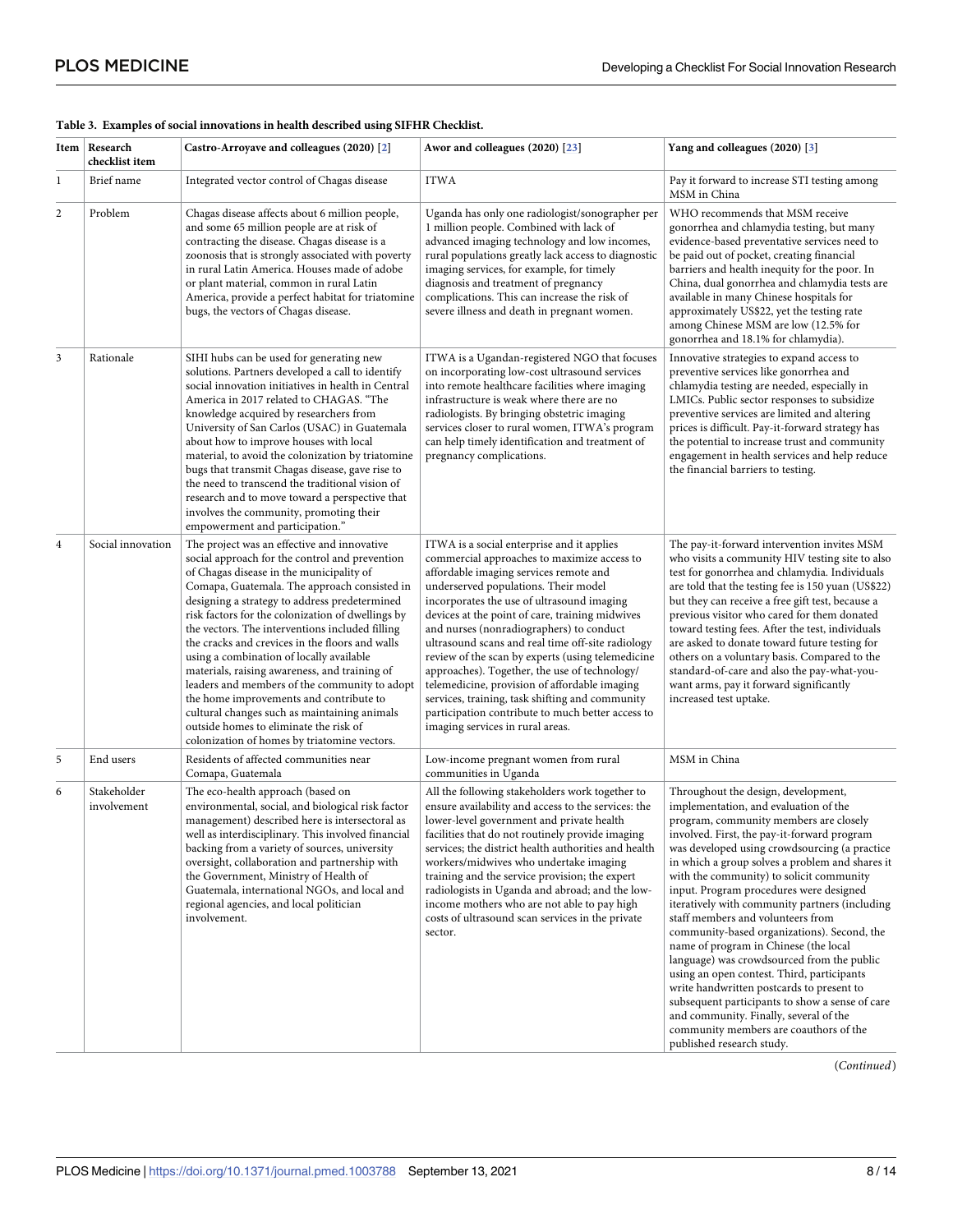**Table 3. Examples of social innovations in health described using SIFHR Checklist.**

| Item | Research checklist item | Castro-Arroyave and colleagues (2020) [2] | Awor and colleagues (2020) [23] | Yang and colleagues (2020) [3] |
|---|---|---|---|---|
| 1 | Brief name | Integrated vector control of Chagas disease | ITWA | Pay it forward to increase STI testing among MSM in China |
| 2 | Problem | Chagas disease affects about 6 million people, and some 65 million people are at risk of contracting the disease. Chagas disease is a zoonosis that is strongly associated with poverty in rural Latin America. Houses made of adobe or plant material, common in rural Latin America, provide a perfect habitat for triatomine bugs, the vectors of Chagas disease. | Uganda has only one radiologist/sonographer per 1 million people. Combined with lack of advanced imaging technology and low incomes, rural populations greatly lack access to diagnostic imaging services, for example, for timely diagnosis and treatment of pregnancy complications. This can increase the risk of severe illness and death in pregnant women. | WHO recommends that MSM receive gonorrhea and chlamydia testing, but many evidence-based preventative services need to be paid out of pocket, creating financial barriers and health inequity for the poor. In China, dual gonorrhea and chlamydia tests are available in many Chinese hospitals for approximately US$22, yet the testing rate among Chinese MSM are low (12.5% for gonorrhea and 18.1% for chlamydia). |
| 3 | Rationale | SIHI hubs can be used for generating new solutions. Partners developed a call to identify social innovation initiatives in health in Central America in 2017 related to CHAGAS. "The knowledge acquired by researchers from University of San Carlos (USAC) in Guatemala about how to improve houses with local material, to avoid the colonization by triatomine bugs that transmit Chagas disease, gave rise to the need to transcend the traditional vision of research and to move toward a perspective that involves the community, promoting their empowerment and participation." | ITWA is a Ugandan-registered NGO that focuses on incorporating low-cost ultrasound services into remote healthcare facilities where imaging infrastructure is weak where there are no radiologists. By bringing obstetric imaging services closer to rural women, ITWA's program can help timely identification and treatment of pregnancy complications. | Innovative strategies to expand access to preventive services like gonorrhea and chlamydia testing are needed, especially in LMICs. Public sector responses to subsidize preventive services are limited and altering prices is difficult. Pay-it-forward strategy has the potential to increase trust and community engagement in health services and help reduce the financial barriers to testing. |
| 4 | Social innovation | The project was an effective and innovative social approach for the control and prevention of Chagas disease in the municipality of Comapa, Guatemala. The approach consisted in designing a strategy to address predetermined risk factors for the colonization of dwellings by the vectors. The interventions included filling the cracks and crevices in the floors and walls using a combination of locally available materials, raising awareness, and training of leaders and members of the community to adopt the home improvements and contribute to cultural changes such as maintaining animals outside homes to eliminate the risk of colonization of homes by triatomine vectors. | ITWA is a social enterprise and it applies commercial approaches to maximize access to affordable imaging services remote and underserved populations. Their model incorporates the use of ultrasound imaging devices at the point of care, training midwives and nurses (nonradiographers) to conduct ultrasound scans and real time off-site radiology review of the scan by experts (using telemedicine approaches). Together, the use of technology/telemedicine, provision of affordable imaging services, training, task shifting and community participation contribute to much better access to imaging services in rural areas. | The pay-it-forward intervention invites MSM who visits a community HIV testing site to also test for gonorrhea and chlamydia. Individuals are told that the testing fee is 150 yuan (US$22) but they can receive a free gift test, because a previous visitor who cared for them donated toward testing fees. After the test, individuals are asked to donate toward future testing for others on a voluntary basis. Compared to the standard-of-care and also the pay-what-you-want arms, pay it forward significantly increased test uptake. |
| 5 | End users | Residents of affected communities near Comapa, Guatemala | Low-income pregnant women from rural communities in Uganda | MSM in China |
| 6 | Stakeholder involvement | The eco-health approach (based on environmental, social, and biological risk factor management) described here is intersectoral as well as interdisciplinary. This involved financial backing from a variety of sources, university oversight, collaboration and partnership with the Government, Ministry of Health of Guatemala, international NGOs, and local and regional agencies, and local politician involvement. | All the following stakeholders work together to ensure availability and access to the services: the lower-level government and private health facilities that do not routinely provide imaging services; the district health authorities and health workers/midwives who undertake imaging training and the service provision; the expert radiologists in Uganda and abroad; and the low-income mothers who are not able to pay high costs of ultrasound scan services in the private sector. | Throughout the design, development, implementation, and evaluation of the program, community members are closely involved. First, the pay-it-forward program was developed using crowdsourcing (a practice in which a group solves a problem and shares it with the community) to solicit community input. Program procedures were designed iteratively with community partners (including staff members and volunteers from community-based organizations). Second, the name of program in Chinese (the local language) was crowdsourced from the public using an open contest. Third, participants write handwritten postcards to present to subsequent participants to show a sense of care and community. Finally, several of the community members are coauthors of the published research study. |

(*Continued*)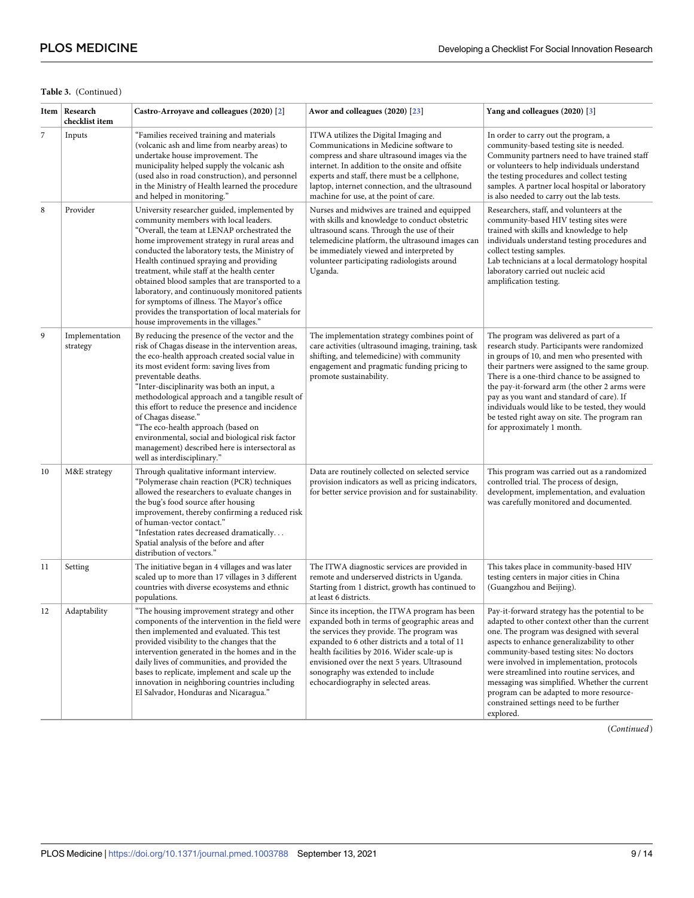**Table 3.** (Continued)

| Item | Research checklist item | Castro-Arroyave and colleagues (2020) [2] | Awor and colleagues (2020) [23] | Yang and colleagues (2020) [3] |
|---|---|---|---|---|
| 7 | Inputs | "Families received training and materials (volcanic ash and lime from nearby areas) to undertake house improvement. The municipality helped supply the volcanic ash (used also in road construction), and personnel in the Ministry of Health learned the procedure and helped in monitoring." | ITWA utilizes the Digital Imaging and Communications in Medicine software to compress and share ultrasound images via the internet. In addition to the onsite and offsite experts and staff, there must be a cellphone, laptop, internet connection, and the ultrasound machine for use, at the point of care. | In order to carry out the program, a community-based testing site is needed. Community partners need to have trained staff or volunteers to help individuals understand the testing procedures and collect testing samples. A partner local hospital or laboratory is also needed to carry out the lab tests. |
| 8 | Provider | University researcher guided, implemented by community members with local leaders. "Overall, the team at LENAP orchestrated the home improvement strategy in rural areas and conducted the laboratory tests, the Ministry of Health continued spraying and providing treatment, while staff at the health center obtained blood samples that are transported to a laboratory, and continuously monitored patients for symptoms of illness. The Mayor's office provides the transportation of local materials for house improvements in the villages." | Nurses and midwives are trained and equipped with skills and knowledge to conduct obstetric ultrasound scans. Through the use of their telemedicine platform, the ultrasound images can be immediately viewed and interpreted by volunteer participating radiologists around Uganda. | Researchers, staff, and volunteers at the community-based HIV testing sites were trained with skills and knowledge to help individuals understand testing procedures and collect testing samples. Lab technicians at a local dermatology hospital laboratory carried out nucleic acid amplification testing. |
| 9 | Implementation strategy | By reducing the presence of the vector and the risk of Chagas disease in the intervention areas, the eco-health approach created social value in its most evident form: saving lives from preventable deaths. "Inter-disciplinarity was both an input, a methodological approach and a tangible result of this effort to reduce the presence and incidence of Chagas disease." "The eco-health approach (based on environmental, social and biological risk factor management) described here is intersectoral as well as interdisciplinary." | The implementation strategy combines point of care activities (ultrasound imaging, training, task shifting, and telemedicine) with community engagement and pragmatic funding pricing to promote sustainability. | The program was delivered as part of a research study. Participants were randomized in groups of 10, and men who presented with their partners were assigned to the same group. There is a one-third chance to be assigned to the pay-it-forward arm (the other 2 arms were pay as you want and standard of care). If individuals would like to be tested, they would be tested right away on site. The program ran for approximately 1 month. |
| 10 | M&E strategy | Through qualitative informant interview. "Polymerase chain reaction (PCR) techniques allowed the researchers to evaluate changes in the bug's food source after housing improvement, thereby confirming a reduced risk of human-vector contact." "Infestation rates decreased dramatically. . . Spatial analysis of the before and after distribution of vectors." | Data are routinely collected on selected service provision indicators as well as pricing indicators, for better service provision and for sustainability. | This program was carried out as a randomized controlled trial. The process of design, development, implementation, and evaluation was carefully monitored and documented. |
| 11 | Setting | The initiative began in 4 villages and was later scaled up to more than 17 villages in 3 different countries with diverse ecosystems and ethnic populations. | The ITWA diagnostic services are provided in remote and underserved districts in Uganda. Starting from 1 district, growth has continued to at least 6 districts. | This takes place in community-based HIV testing centers in major cities in China (Guangzhou and Beijing). |
| 12 | Adaptability | "The housing improvement strategy and other components of the intervention in the field were then implemented and evaluated. This test provided visibility to the changes that the intervention generated in the homes and in the daily lives of communities, and provided the bases to replicate, implement and scale up the innovation in neighboring countries including El Salvador, Honduras and Nicaragua." | Since its inception, the ITWA program has been expanded both in terms of geographic areas and the services they provide. The program was expanded to 6 other districts and a total of 11 health facilities by 2016. Wider scale-up is envisioned over the next 5 years. Ultrasound sonography was extended to include echocardiography in selected areas. | Pay-it-forward strategy has the potential to be adapted to other context other than the current one. The program was designed with several aspects to enhance generalizability to other community-based testing sites: No doctors were involved in implementation, protocols were streamlined into routine services, and messaging was simplified. Whether the current program can be adapted to more resource-constrained settings need to be further explored. |

(*Continued*)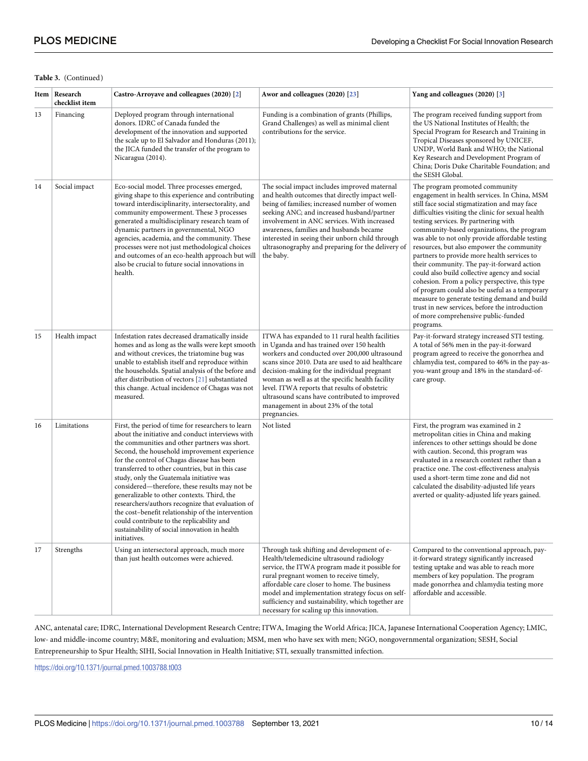**Table 3.** (Continued)

| Item | Research checklist item | Castro-Arroyave and colleagues (2020) [2] | Awor and colleagues (2020) [23] | Yang and colleagues (2020) [3] |
|---|---|---|---|---|
| 13 | Financing | Deployed program through international donors. IDRC of Canada funded the development of the innovation and supported the scale up to El Salvador and Honduras (2011); the JICA funded the transfer of the program to Nicaragua (2014). | Funding is a combination of grants (Phillips, Grand Challenges) as well as minimal client contributions for the service. | The program received funding support from the US National Institutes of Health; the Special Program for Research and Training in Tropical Diseases sponsored by UNICEF, UNDP, World Bank and WHO; the National Key Research and Development Program of China; Doris Duke Charitable Foundation; and the SESH Global. |
| 14 | Social impact | Eco-social model. Three processes emerged, giving shape to this experience and contributing toward interdisciplinarity, intersectorality, and community empowerment. These 3 processes generated a multidisciplinary research team of dynamic partners in governmental, NGO agencies, academia, and the community. These processes were not just methodological choices and outcomes of an eco-health approach but will also be crucial to future social innovations in health. | The social impact includes improved maternal and health outcomes that directly impact well-being of families; increased number of women seeking ANC; and increased husband/partner involvement in ANC services. With increased awareness, families and husbands became interested in seeing their unborn child through ultrasonography and preparing for the delivery of the baby. | The program promoted community engagement in health services. In China, MSM still face social stigmatization and may face difficulties visiting the clinic for sexual health testing services. By partnering with community-based organizations, the program was able to not only provide affordable testing resources, but also empower the community partners to provide more health services to their community. The pay-it-forward action could also build collective agency and social cohesion. From a policy perspective, this type of program could also be useful as a temporary measure to generate testing demand and build trust in new services, before the introduction of more comprehensive public-funded programs. |
| 15 | Health impact | Infestation rates decreased dramatically inside homes and as long as the walls were kept smooth and without crevices, the triatomine bug was unable to establish itself and reproduce within the households. Spatial analysis of the before and after distribution of vectors [21] substantiated this change. Actual incidence of Chagas was not measured. | ITWA has expanded to 11 rural health facilities in Uganda and has trained over 150 health workers and conducted over 200,000 ultrasound scans since 2010. Data are used to aid healthcare decision-making for the individual pregnant woman as well as at the specific health facility level. ITWA reports that results of obstetric ultrasound scans have contributed to improved management in about 23% of the total pregnancies. | Pay-it-forward strategy increased STI testing. A total of 56% men in the pay-it-forward program agreed to receive the gonorrhea and chlamydia test, compared to 46% in the pay-as-you-want group and 18% in the standard-of-care group. |
| 16 | Limitations | First, the period of time for researchers to learn about the initiative and conduct interviews with the communities and other partners was short. Second, the household improvement experience for the control of Chagas disease has been transferred to other countries, but in this case study, only the Guatemala initiative was considered—therefore, these results may not be generalizable to other contexts. Third, the researchers/authors recognize that evaluation of the cost–benefit relationship of the intervention could contribute to the replicability and sustainability of social innovation in health initiatives. | Not listed | First, the program was examined in 2 metropolitan cities in China and making inferences to other settings should be done with caution. Second, this program was evaluated in a research context rather than a practice one. The cost-effectiveness analysis used a short-term time zone and did not calculated the disability-adjusted life years averted or quality-adjusted life years gained. |
| 17 | Strengths | Using an intersectoral approach, much more than just health outcomes were achieved. | Through task shifting and development of e-Health/telemedicine ultrasound radiology service, the ITWA program made it possible for rural pregnant women to receive timely, affordable care closer to home. The business model and implementation strategy focus on self-sufficiency and sustainability, which together are necessary for scaling up this innovation. | Compared to the conventional approach, pay-it-forward strategy significantly increased testing uptake and was able to reach more members of key population. The program made gonorrhea and chlamydia testing more affordable and accessible. |

ANC, antenatal care; IDRC, International Development Research Centre; ITWA, Imaging the World Africa; JICA, Japanese International Cooperation Agency; LMIC, low- and middle-income country; M&E, monitoring and evaluation; MSM, men who have sex with men; NGO, nongovernmental organization; SESH, Social Entrepreneurship to Spur Health; SIHI, Social Innovation in Health Initiative; STI, sexually transmitted infection.

https://doi.org/10.1371/journal.pmed.1003788.t003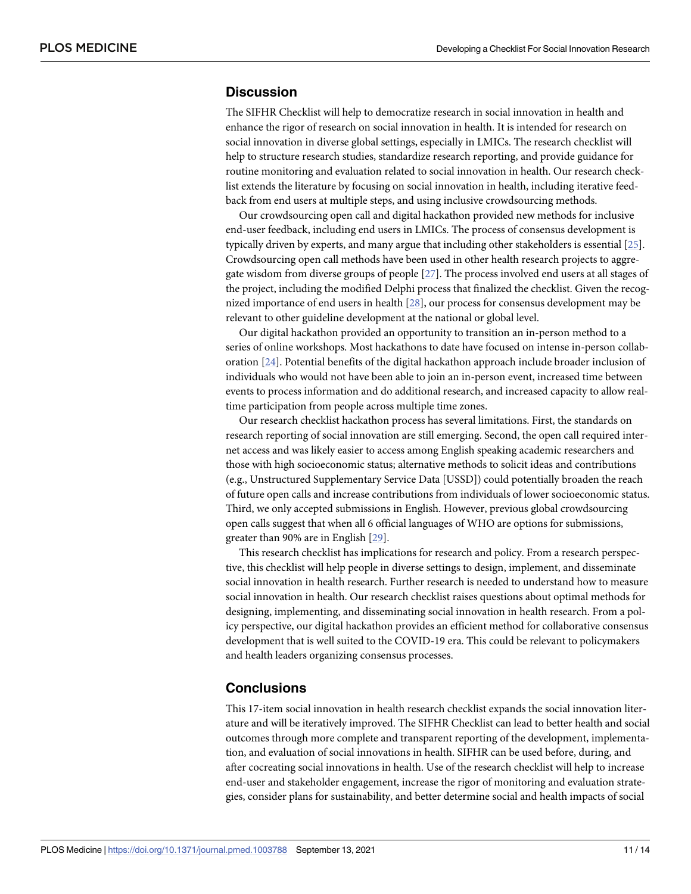## Discussion

The SIFHR Checklist will help to democratize research in social innovation in health and enhance the rigor of research on social innovation in health. It is intended for research on social innovation in diverse global settings, especially in LMICs. The research checklist will help to structure research studies, standardize research reporting, and provide guidance for routine monitoring and evaluation related to social innovation in health. Our research checklist extends the literature by focusing on social innovation in health, including iterative feedback from end users at multiple steps, and using inclusive crowdsourcing methods.

Our crowdsourcing open call and digital hackathon provided new methods for inclusive end-user feedback, including end users in LMICs. The process of consensus development is typically driven by experts, and many argue that including other stakeholders is essential [25]. Crowdsourcing open call methods have been used in other health research projects to aggregate wisdom from diverse groups of people [27]. The process involved end users at all stages of the project, including the modified Delphi process that finalized the checklist. Given the recognized importance of end users in health [28], our process for consensus development may be relevant to other guideline development at the national or global level.

Our digital hackathon provided an opportunity to transition an in-person method to a series of online workshops. Most hackathons to date have focused on intense in-person collaboration [24]. Potential benefits of the digital hackathon approach include broader inclusion of individuals who would not have been able to join an in-person event, increased time between events to process information and do additional research, and increased capacity to allow real-time participation from people across multiple time zones.

Our research checklist hackathon process has several limitations. First, the standards on research reporting of social innovation are still emerging. Second, the open call required internet access and was likely easier to access among English speaking academic researchers and those with high socioeconomic status; alternative methods to solicit ideas and contributions (e.g., Unstructured Supplementary Service Data [USSD]) could potentially broaden the reach of future open calls and increase contributions from individuals of lower socioeconomic status. Third, we only accepted submissions in English. However, previous global crowdsourcing open calls suggest that when all 6 official languages of WHO are options for submissions, greater than 90% are in English [29].

This research checklist has implications for research and policy. From a research perspective, this checklist will help people in diverse settings to design, implement, and disseminate social innovation in health research. Further research is needed to understand how to measure social innovation in health. Our research checklist raises questions about optimal methods for designing, implementing, and disseminating social innovation in health research. From a policy perspective, our digital hackathon provides an efficient method for collaborative consensus development that is well suited to the COVID-19 era. This could be relevant to policymakers and health leaders organizing consensus processes.

## Conclusions

This 17-item social innovation in health research checklist expands the social innovation literature and will be iteratively improved. The SIFHR Checklist can lead to better health and social outcomes through more complete and transparent reporting of the development, implementation, and evaluation of social innovations in health. SIFHR can be used before, during, and after cocreating social innovations in health. Use of the research checklist will help to increase end-user and stakeholder engagement, increase the rigor of monitoring and evaluation strategies, consider plans for sustainability, and better determine social and health impacts of social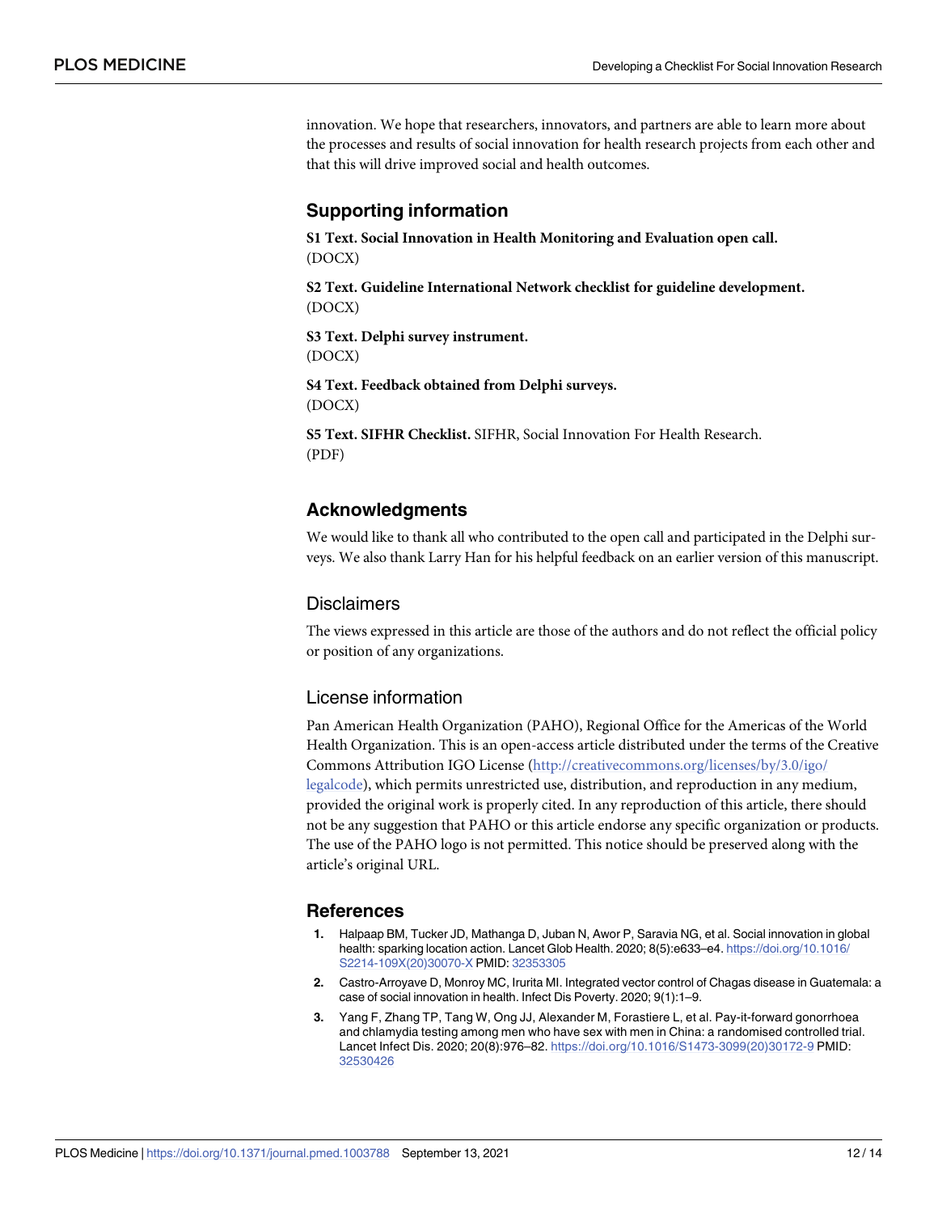innovation. We hope that researchers, innovators, and partners are able to learn more about the processes and results of social innovation for health research projects from each other and that this will drive improved social and health outcomes.

## Supporting information

**S1 Text. Social Innovation in Health Monitoring and Evaluation open call.**
(DOCX)

**S2 Text. Guideline International Network checklist for guideline development.**
(DOCX)

**S3 Text. Delphi survey instrument.**
(DOCX)

**S4 Text. Feedback obtained from Delphi surveys.**
(DOCX)

**S5 Text. SIFHR Checklist.** SIFHR, Social Innovation For Health Research.
(PDF)

## Acknowledgments

We would like to thank all who contributed to the open call and participated in the Delphi surveys. We also thank Larry Han for his helpful feedback on an earlier version of this manuscript.

### Disclaimers

The views expressed in this article are those of the authors and do not reflect the official policy or position of any organizations.

### License information

Pan American Health Organization (PAHO), Regional Office for the Americas of the World Health Organization. This is an open-access article distributed under the terms of the Creative Commons Attribution IGO License (http://creativecommons.org/licenses/by/3.0/igo/legalcode), which permits unrestricted use, distribution, and reproduction in any medium, provided the original work is properly cited. In any reproduction of this article, there should not be any suggestion that PAHO or this article endorse any specific organization or products. The use of the PAHO logo is not permitted. This notice should be preserved along with the article's original URL.

## References

1. Halpaap BM, Tucker JD, Mathanga D, Juban N, Awor P, Saravia NG, et al. Social innovation in global health: sparking location action. Lancet Glob Health. 2020; 8(5):e633–e4. https://doi.org/10.1016/S2214-109X(20)30070-X PMID: 32353305
2. Castro-Arroyave D, Monroy MC, Irurita MI. Integrated vector control of Chagas disease in Guatemala: a case of social innovation in health. Infect Dis Poverty. 2020; 9(1):1–9.
3. Yang F, Zhang TP, Tang W, Ong JJ, Alexander M, Forastiere L, et al. Pay-it-forward gonorrhoea and chlamydia testing among men who have sex with men in China: a randomised controlled trial. Lancet Infect Dis. 2020; 20(8):976–82. https://doi.org/10.1016/S1473-3099(20)30172-9 PMID: 32530426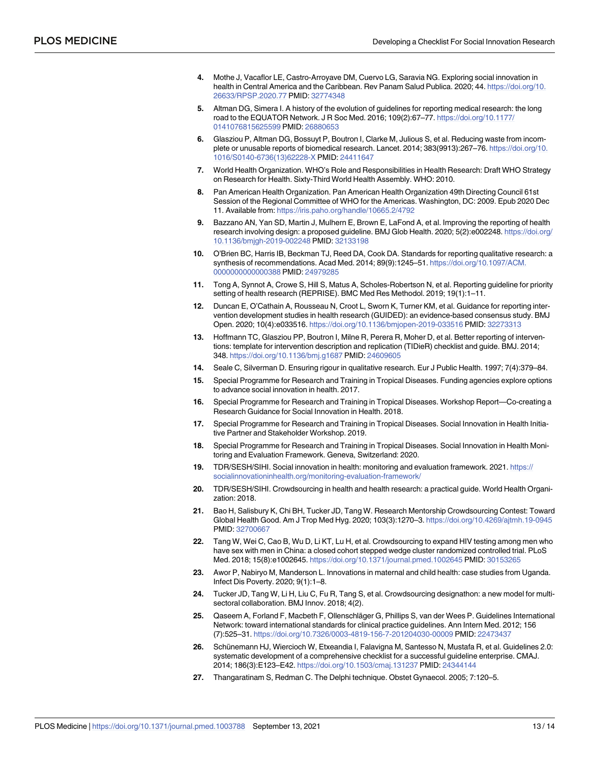4. Mothe J, Vacaflor LE, Castro-Arroyave DM, Cuervo LG, Saravia NG. Exploring social innovation in health in Central America and the Caribbean. Rev Panam Salud Publica. 2020; 44. https://doi.org/10.26633/RPSP.2020.77 PMID: 32774348
5. Altman DG, Simera I. A history of the evolution of guidelines for reporting medical research: the long road to the EQUATOR Network. J R Soc Med. 2016; 109(2):67–77. https://doi.org/10.1177/0141076815625599 PMID: 26880653
6. Glasziou P, Altman DG, Bossuyt P, Boutron I, Clarke M, Julious S, et al. Reducing waste from incomplete or unusable reports of biomedical research. Lancet. 2014; 383(9913):267–76. https://doi.org/10.1016/S0140-6736(13)62228-X PMID: 24411647
7. World Health Organization. WHO's Role and Responsibilities in Health Research: Draft WHO Strategy on Research for Health. Sixty-Third World Health Assembly. WHO: 2010.
8. Pan American Health Organization. Pan American Health Organization 49th Directing Council 61st Session of the Regional Committee of WHO for the Americas. Washington, DC: 2009. Epub 2020 Dec 11. Available from: https://iris.paho.org/handle/10665.2/4792
9. Bazzano AN, Yan SD, Martin J, Mulhern E, Brown E, LaFond A, et al. Improving the reporting of health research involving design: a proposed guideline. BMJ Glob Health. 2020; 5(2):e002248. https://doi.org/10.1136/bmjgh-2019-002248 PMID: 32133198
10. O'Brien BC, Harris IB, Beckman TJ, Reed DA, Cook DA. Standards for reporting qualitative research: a synthesis of recommendations. Acad Med. 2014; 89(9):1245–51. https://doi.org/10.1097/ACM.0000000000000388 PMID: 24979285
11. Tong A, Synnot A, Crowe S, Hill S, Matus A, Scholes-Robertson N, et al. Reporting guideline for priority setting of health research (REPRISE). BMC Med Res Methodol. 2019; 19(1):1–11.
12. Duncan E, O'Cathain A, Rousseau N, Croot L, Sworn K, Turner KM, et al. Guidance for reporting intervention development studies in health research (GUIDED): an evidence-based consensus study. BMJ Open. 2020; 10(4):e033516. https://doi.org/10.1136/bmjopen-2019-033516 PMID: 32273313
13. Hoffmann TC, Glasziou PP, Boutron I, Milne R, Perera R, Moher D, et al. Better reporting of interventions: template for intervention description and replication (TIDieR) checklist and guide. BMJ. 2014; 348. https://doi.org/10.1136/bmj.g1687 PMID: 24609605
14. Seale C, Silverman D. Ensuring rigour in qualitative research. Eur J Public Health. 1997; 7(4):379–84.
15. Special Programme for Research and Training in Tropical Diseases. Funding agencies explore options to advance social innovation in health. 2017.
16. Special Programme for Research and Training in Tropical Diseases. Workshop Report—Co-creating a Research Guidance for Social Innovation in Health. 2018.
17. Special Programme for Research and Training in Tropical Diseases. Social Innovation in Health Initiative Partner and Stakeholder Workshop. 2019.
18. Special Programme for Research and Training in Tropical Diseases. Social Innovation in Health Monitoring and Evaluation Framework. Geneva, Switzerland: 2020.
19. TDR/SESH/SIHI. Social innovation in health: monitoring and evaluation framework. 2021. https://socialinnovationinhealth.org/monitoring-evaluation-framework/
20. TDR/SESH/SIHI. Crowdsourcing in health and health research: a practical guide. World Health Organization: 2018.
21. Bao H, Salisbury K, Chi BH, Tucker JD, Tang W. Research Mentorship Crowdsourcing Contest: Toward Global Health Good. Am J Trop Med Hyg. 2020; 103(3):1270–3. https://doi.org/10.4269/ajtmh.19-0945 PMID: 32700667
22. Tang W, Wei C, Cao B, Wu D, Li KT, Lu H, et al. Crowdsourcing to expand HIV testing among men who have sex with men in China: a closed cohort stepped wedge cluster randomized controlled trial. PLoS Med. 2018; 15(8):e1002645. https://doi.org/10.1371/journal.pmed.1002645 PMID: 30153265
23. Awor P, Nabiryo M, Manderson L. Innovations in maternal and child health: case studies from Uganda. Infect Dis Poverty. 2020; 9(1):1–8.
24. Tucker JD, Tang W, Li H, Liu C, Fu R, Tang S, et al. Crowdsourcing designathon: a new model for multisectoral collaboration. BMJ Innov. 2018; 4(2).
25. Qaseem A, Forland F, Macbeth F, Ollenschläger G, Phillips S, van der Wees P. Guidelines International Network: toward international standards for clinical practice guidelines. Ann Intern Med. 2012; 156(7):525–31. https://doi.org/10.7326/0003-4819-156-7-201204030-00009 PMID: 22473437
26. Schünemann HJ, Wiercioch W, Etxeandia I, Falavigna M, Santesso N, Mustafa R, et al. Guidelines 2.0: systematic development of a comprehensive checklist for a successful guideline enterprise. CMAJ. 2014; 186(3):E123–E42. https://doi.org/10.1503/cmaj.131237 PMID: 24344144
27. Thangaratinam S, Redman C. The Delphi technique. Obstet Gynaecol. 2005; 7:120–5.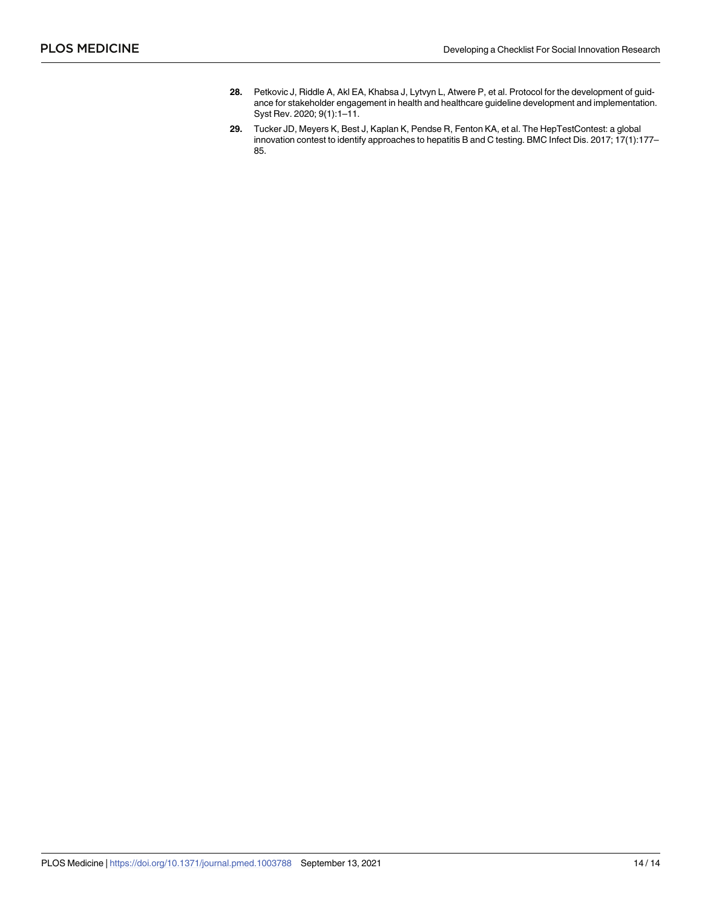28. Petkovic J, Riddle A, Akl EA, Khabsa J, Lytvyn L, Atwere P, et al. Protocol for the development of guidance for stakeholder engagement in health and healthcare guideline development and implementation. Syst Rev. 2020; 9(1):1–11.

29. Tucker JD, Meyers K, Best J, Kaplan K, Pendse R, Fenton KA, et al. The HepTestContest: a global innovation contest to identify approaches to hepatitis B and C testing. BMC Infect Dis. 2017; 17(1):177–85.